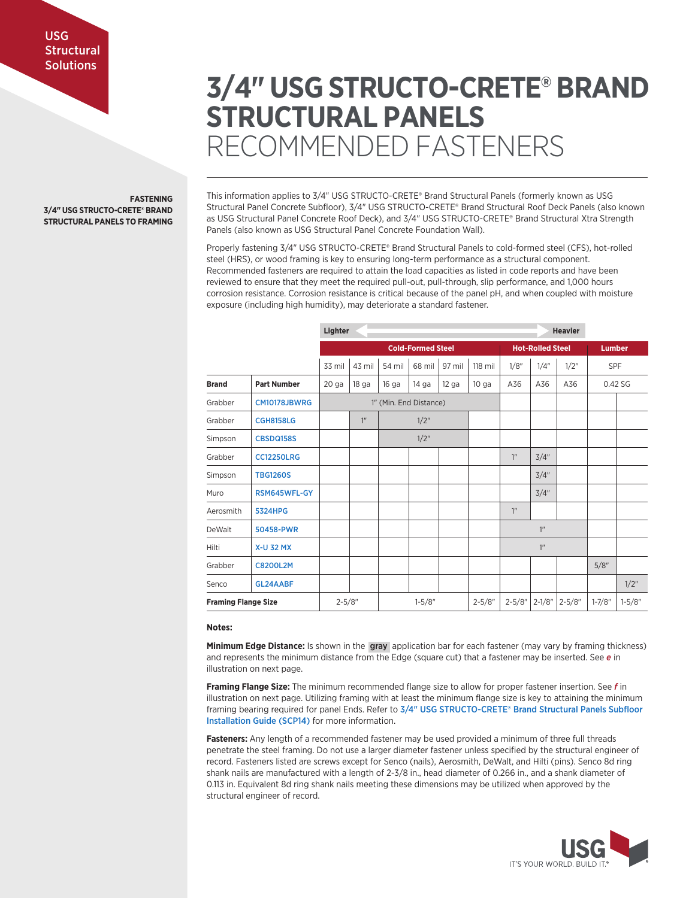USG Structural Solutions

# 3/4" USG STRUCTO-CRETE® BRAND STRUCTURAL PANELS RECOMMENDED FASTENERS

**FASTENING 3/4" USG STRUCTO-CRETE® BRAND STRUCTURAL PANELS TO FRAMING**

This information applies to 3/4" USG STRUCTO-CRETE® Brand Structural Panels (formerly known as USG Structural Panel Concrete Subfloor), 3/4" USG STRUCTO-CRETE® Brand Structural Roof Deck Panels (also known as USG Structural Panel Concrete Roof Deck), and 3/4" USG STRUCTO-CRETE® Brand Structural Xtra Strength Panels (also known as USG Structural Panel Concrete Foundation Wall).

Properly fastening 3/4" USG STRUCTO-CRETE® Brand Structural Panels to cold-formed steel (CFS), hot-rolled steel (HRS), or wood framing is key to ensuring long-term performance as a structural component. Recommended fasteners are required to attain the load capacities as listed in code reports and have been reviewed to ensure that they meet the required pull-out, pull-through, slip performance, and 1,000 hours corrosion resistance. Corrosion resistance is critical because of the panel pH, and when coupled with moisture exposure (including high humidity), may deteriorate a standard fastener.

| | | Lighter → Heavier | | | | | | | | | | |
|---|---|---|---|---|---|---|---|---|---|---|---|---|
| | | **Cold-Formed Steel** | | | | | | **Hot-Rolled Steel** | | | **Lumber** | |
| | | 33 mil | 43 mil | 54 mil | 68 mil | 97 mil | 118 mil | 1/8" | 1/4" | 1/2" | SPF | |
| **Brand** | **Part Number** | 20 ga | 18 ga | 16 ga | 14 ga | 12 ga | 10 ga | A36 | A36 | A36 | 0.42 SG | |
| Grabber | CM10178JBWRG | 1" (Min. End Distance) | | | | | | | | | | |
| Grabber | CGH8158LG | | 1" | 1/2" | | | | | | | | |
| Simpson | CBSDQ158S | | | 1/2" | | | | | | | | |
| Grabber | CC12250LRG | | | | | | | 1" | 3/4" | | | |
| Simpson | TBG1260S | | | | | | | | 3/4" | | | |
| Muro | RSM645WFL-GY | | | | | | | | 3/4" | | | |
| Aerosmith | 5324HPG | | | | | | | 1" | | | | |
| DeWalt | 50458-PWR | | | | | | | 1" | | | | |
| Hilti | X-U 32 MX | | | | | | | 1" | | | | |
| Grabber | C8200L2M | | | | | | | | | | 5/8" | |
| Senco | GL24AABF | | | | | | | | | | | 1/2" |
| **Framing Flange Size** | | 2-5/8" | | 1-5/8" | | | 2-5/8" | 2-5/8" | 2-1/8" | 2-5/8" | 1-7/8" | 1-5/8" |

**Notes:**

**Minimum Edge Distance:** Is shown in the **gray** application bar for each fastener (may vary by framing thickness) and represents the minimum distance from the Edge (square cut) that a fastener may be inserted. See ***e*** in illustration on next page.

**Framing Flange Size:** The minimum recommended flange size to allow for proper fastener insertion. See ***f*** in illustration on next page. Utilizing framing with at least the minimum flange size is key to attaining the minimum framing bearing required for panel Ends. Refer to 3/4" USG STRUCTO-CRETE® Brand Structural Panels Subfloor Installation Guide (SCP14) for more information.

**Fasteners:** Any length of a recommended fastener may be used provided a minimum of three full threads penetrate the steel framing. Do not use a larger diameter fastener unless specified by the structural engineer of record. Fasteners listed are screws except for Senco (nails), Aerosmith, DeWalt, and Hilti (pins). Senco 8d ring shank nails are manufactured with a length of 2-3/8 in., head diameter of 0.266 in., and a shank diameter of 0.113 in. Equivalent 8d ring shank nails meeting these dimensions may be utilized when approved by the structural engineer of record.

USG IT'S YOUR WORLD. BUILD IT.®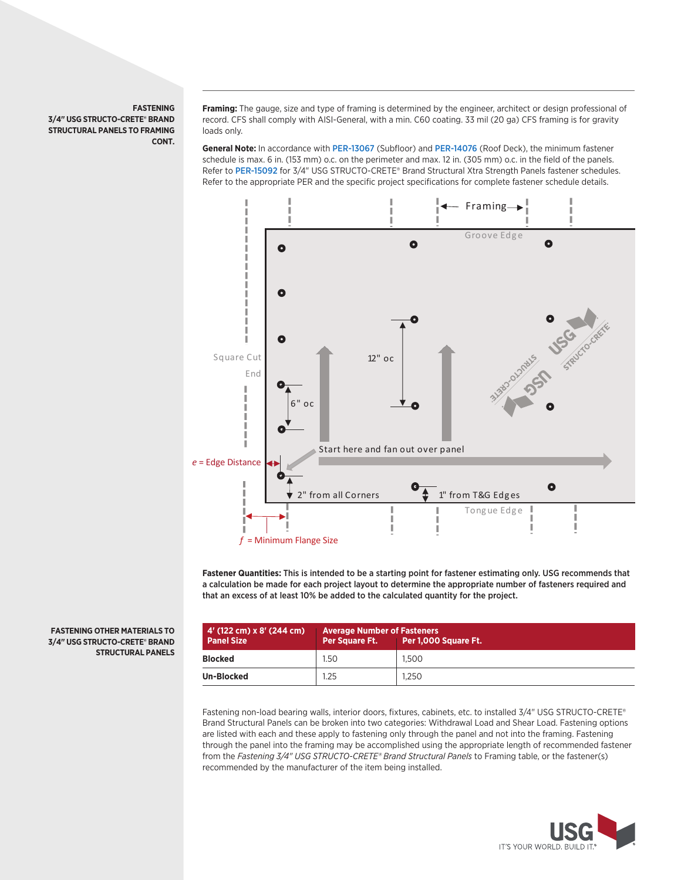**FASTENING 3/4" USG STRUCTO-CRETE® BRAND STRUCTURAL PANELS TO FRAMING CONT.**

**Framing:** The gauge, size and type of framing is determined by the engineer, architect or design professional of record. CFS shall comply with AISI-General, with a min. C60 coating. 33 mil (20 ga) CFS framing is for gravity loads only.

**General Note:** In accordance with PER-13067 (Subfloor) and PER-14076 (Roof Deck), the minimum fastener schedule is max. 6 in. (153 mm) o.c. on the perimeter and max. 12 in. (305 mm) o.c. in the field of the panels. Refer to PER-15092 for 3/4" USG STRUCTO-CRETE® Brand Structural Xtra Strength Panels fastener schedules. Refer to the appropriate PER and the specific project specifications for complete fastener schedule details.

Framing
Groove Edge
Square Cut End
12" oc
6" oc
Start here and fan out over panel
e = Edge Distance
2" from all Corners
1" from T&G Edges
Tongue Edge
f = Minimum Flange Size

**Fastener Quantities: This is intended to be a starting point for fastener estimating only. USG recommends that a calculation be made for each project layout to determine the appropriate number of fasteners required and that an excess of at least 10% be added to the calculated quantity for the project.**

**FASTENING OTHER MATERIALS TO 3/4" USG STRUCTO-CRETE® BRAND STRUCTURAL PANELS**

| 4' (122 cm) x 8' (244 cm) Panel Size | Average Number of Fasteners Per Square Ft. | Per 1,000 Square Ft. |
|---|---|---|
| **Blocked** | 1.50 | 1,500 |
| **Un-Blocked** | 1.25 | 1,250 |

Fastening non-load bearing walls, interior doors, fixtures, cabinets, etc. to installed 3/4" USG STRUCTO-CRETE® Brand Structural Panels can be broken into two categories: Withdrawal Load and Shear Load. Fastening options are listed with each and these apply to fastening only through the panel and not into the framing. Fastening through the panel into the framing may be accomplished using the appropriate length of recommended fastener from the *Fastening 3/4" USG STRUCTO-CRETE® Brand Structural Panels* to Framing table, or the fastener(s) recommended by the manufacturer of the item being installed.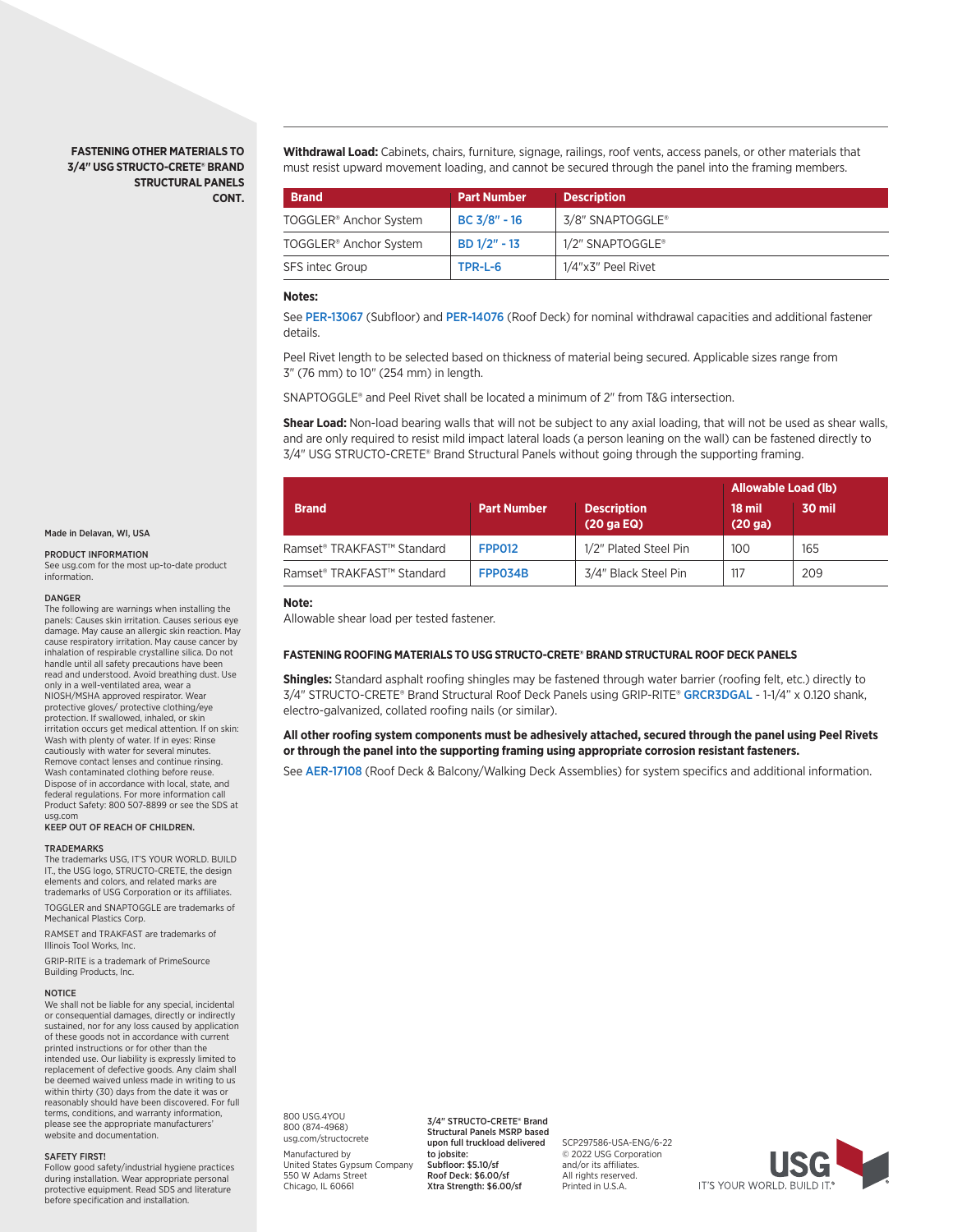## FASTENING OTHER MATERIALS TO 3/4" USG STRUCTO-CRETE® BRAND STRUCTURAL PANELS CONT.

**Withdrawal Load:** Cabinets, chairs, furniture, signage, railings, roof vents, access panels, or other materials that must resist upward movement loading, and cannot be secured through the panel into the framing members.

| Brand | Part Number | Description |
|---|---|---|
| TOGGLER® Anchor System | BC 3/8" - 16 | 3/8" SNAPTOGGLE® |
| TOGGLER® Anchor System | BD 1/2" - 13 | 1/2" SNAPTOGGLE® |
| SFS intec Group | TPR-L-6 | 1/4"x3" Peel Rivet |

**Notes:**

See PER-13067 (Subfloor) and PER-14076 (Roof Deck) for nominal withdrawal capacities and additional fastener details.

Peel Rivet length to be selected based on thickness of material being secured. Applicable sizes range from 3" (76 mm) to 10" (254 mm) in length.

SNAPTOGGLE® and Peel Rivet shall be located a minimum of 2" from T&G intersection.

**Shear Load:** Non-load bearing walls that will not be subject to any axial loading, that will not be used as shear walls, and are only required to resist mild impact lateral loads (a person leaning on the wall) can be fastened directly to 3/4" USG STRUCTO-CRETE® Brand Structural Panels without going through the supporting framing.

| Brand | Part Number | Description (20 ga EQ) | Allowable Load (lb) | |
|---|---|---|---|---|
| | | | 18 mil (20 ga) | 30 mil |
| Ramset® TRAKFAST™ Standard | FPP012 | 1/2" Plated Steel Pin | 100 | 165 |
| Ramset® TRAKFAST™ Standard | FPP034B | 3/4" Black Steel Pin | 117 | 209 |

**Note:**
Allowable shear load per tested fastener.

### FASTENING ROOFING MATERIALS TO USG STRUCTO-CRETE® BRAND STRUCTURAL ROOF DECK PANELS

**Shingles:** Standard asphalt roofing shingles may be fastened through water barrier (roofing felt, etc.) directly to 3/4" STRUCTO-CRETE® Brand Structural Roof Deck Panels using GRIP-RITE® GRCR3DGAL - 1-1/4" x 0.120 shank, electro-galvanized, collated roofing nails (or similar).

**All other roofing system components must be adhesively attached, secured through the panel using Peel Rivets or through the panel into the supporting framing using appropriate corrosion resistant fasteners.**

See AER-17108 (Roof Deck & Balcony/Walking Deck Assemblies) for system specifics and additional information.

Made in Delavan, WI, USA

PRODUCT INFORMATION
See usg.com for the most up-to-date product information.

DANGER
The following are warnings when installing the panels: Causes skin irritation. Causes serious eye damage. May cause an allergic skin reaction. May cause respiratory irritation. May cause cancer by inhalation of respirable crystalline silica. Do not handle until all safety precautions have been read and understood. Avoid breathing dust. Use only in a well-ventilated area, wear a NIOSH/MSHA approved respirator. Wear protective gloves/ protective clothing/eye protection. If swallowed, inhaled, or skin irritation occurs get medical attention. If on skin: Wash with plenty of water. If in eyes: Rinse cautiously with water for several minutes. Remove contact lenses and continue rinsing. Wash contaminated clothing before reuse. Dispose of in accordance with local, state, and federal regulations. For more information call Product Safety: 800 507-8899 or see the SDS at usg.com
KEEP OUT OF REACH OF CHILDREN.

TRADEMARKS
The trademarks USG, IT'S YOUR WORLD. BUILD IT., the USG logo, STRUCTO-CRETE, the design elements and colors, and related marks are trademarks of USG Corporation or its affiliates.

TOGGLER and SNAPTOGGLE are trademarks of Mechanical Plastics Corp.

RAMSET and TRAKFAST are trademarks of Illinois Tool Works, Inc.

GRIP-RITE is a trademark of PrimeSource Building Products, Inc.

NOTICE
We shall not be liable for any special, incidental or consequential damages, directly or indirectly sustained, nor for any loss caused by application of these goods not in accordance with current printed instructions or for other than the intended use. Our liability is expressly limited to replacement of defective goods. Any claim shall be deemed waived unless made in writing to us within thirty (30) days from the date it was or reasonably should have been discovered. For full terms, conditions, and warranty information, please see the appropriate manufacturers' website and documentation.

SAFETY FIRST!
Follow good safety/industrial hygiene practices during installation. Wear appropriate personal protective equipment. Read SDS and literature before specification and installation.

800 USG.4YOU
800 (874-4968)
usg.com/structocrete

Manufactured by
United States Gypsum Company
550 W Adams Street
Chicago, IL 60661

**3/4" STRUCTO-CRETE® Brand Structural Panels MSRP based upon full truckload delivered to jobsite:**
**Subfloor: $5.10/sf**
**Roof Deck: $6.00/sf**
**Xtra Strength: $6.00/sf**

SCP297586-USA-ENG/6-22
© 2022 USG Corporation and/or its affiliates.
All rights reserved.
Printed in U.S.A.

USG IT'S YOUR WORLD. BUILD IT.®